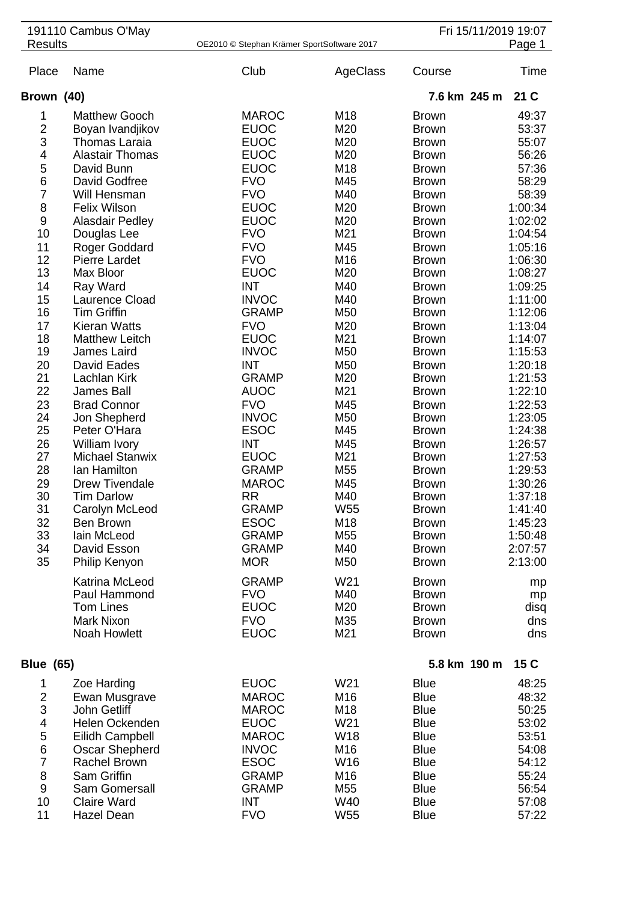# 191110 Cambus O'May

## Results

Fri 15/11/2019 19:07

### Brown (40) — 7.6 km 245 m 21 C

| Place | Name | Club | AgeClass | Course | Time |
|---|---|---|---|---|---|
| 1 | Matthew Gooch | MAROC | M18 | Brown | 49:37 |
| 2 | Boyan Ivandjikov | EUOC | M20 | Brown | 53:37 |
| 3 | Thomas Laraia | EUOC | M20 | Brown | 55:07 |
| 4 | Alastair Thomas | EUOC | M20 | Brown | 56:26 |
| 5 | David Bunn | EUOC | M18 | Brown | 57:36 |
| 6 | David Godfree | FVO | M45 | Brown | 58:29 |
| 7 | Will Hensman | FVO | M40 | Brown | 58:39 |
| 8 | Felix Wilson | EUOC | M20 | Brown | 1:00:34 |
| 9 | Alasdair Pedley | EUOC | M20 | Brown | 1:02:02 |
| 10 | Douglas Lee | FVO | M21 | Brown | 1:04:54 |
| 11 | Roger Goddard | FVO | M45 | Brown | 1:05:16 |
| 12 | Pierre Lardet | FVO | M16 | Brown | 1:06:30 |
| 13 | Max Bloor | EUOC | M20 | Brown | 1:08:27 |
| 14 | Ray Ward | INT | M40 | Brown | 1:09:25 |
| 15 | Laurence Cload | INVOC | M40 | Brown | 1:11:00 |
| 16 | Tim Griffin | GRAMP | M50 | Brown | 1:12:06 |
| 17 | Kieran Watts | FVO | M20 | Brown | 1:13:04 |
| 18 | Matthew Leitch | EUOC | M21 | Brown | 1:14:07 |
| 19 | James Laird | INVOC | M50 | Brown | 1:15:53 |
| 20 | David Eades | INT | M50 | Brown | 1:20:18 |
| 21 | Lachlan Kirk | GRAMP | M20 | Brown | 1:21:53 |
| 22 | James Ball | AUOC | M21 | Brown | 1:22:10 |
| 23 | Brad Connor | FVO | M45 | Brown | 1:22:53 |
| 24 | Jon Shepherd | INVOC | M50 | Brown | 1:23:05 |
| 25 | Peter O'Hara | ESOC | M45 | Brown | 1:24:38 |
| 26 | William Ivory | INT | M45 | Brown | 1:26:57 |
| 27 | Michael Stanwix | EUOC | M21 | Brown | 1:27:53 |
| 28 | Ian Hamilton | GRAMP | M55 | Brown | 1:29:53 |
| 29 | Drew Tivendale | MAROC | M45 | Brown | 1:30:26 |
| 30 | Tim Darlow | RR | M40 | Brown | 1:37:18 |
| 31 | Carolyn McLeod | GRAMP | W55 | Brown | 1:41:40 |
| 32 | Ben Brown | ESOC | M18 | Brown | 1:45:23 |
| 33 | Iain McLeod | GRAMP | M55 | Brown | 1:50:48 |
| 34 | David Esson | GRAMP | M40 | Brown | 2:07:57 |
| 35 | Philip Kenyon | MOR | M50 | Brown | 2:13:00 |
| | Katrina McLeod | GRAMP | W21 | Brown | mp |
| | Paul Hammond | FVO | M40 | Brown | mp |
| | Tom Lines | EUOC | M20 | Brown | disq |
| | Mark Nixon | FVO | M35 | Brown | dns |
| | Noah Howlett | EUOC | M21 | Brown | dns |

### Blue (65) — 5.8 km 190 m 15 C

| Place | Name | Club | AgeClass | Course | Time |
|---|---|---|---|---|---|
| 1 | Zoe Harding | EUOC | W21 | Blue | 48:25 |
| 2 | Ewan Musgrave | MAROC | M16 | Blue | 48:32 |
| 3 | John Getliff | MAROC | M18 | Blue | 50:25 |
| 4 | Helen Ockenden | EUOC | W21 | Blue | 53:02 |
| 5 | Eilidh Campbell | MAROC | W18 | Blue | 53:51 |
| 6 | Oscar Shepherd | INVOC | M16 | Blue | 54:08 |
| 7 | Rachel Brown | ESOC | W16 | Blue | 54:12 |
| 8 | Sam Griffin | GRAMP | M16 | Blue | 55:24 |
| 9 | Sam Gomersall | GRAMP | M55 | Blue | 56:54 |
| 10 | Claire Ward | INT | W40 | Blue | 57:08 |
| 11 | Hazel Dean | FVO | W55 | Blue | 57:22 |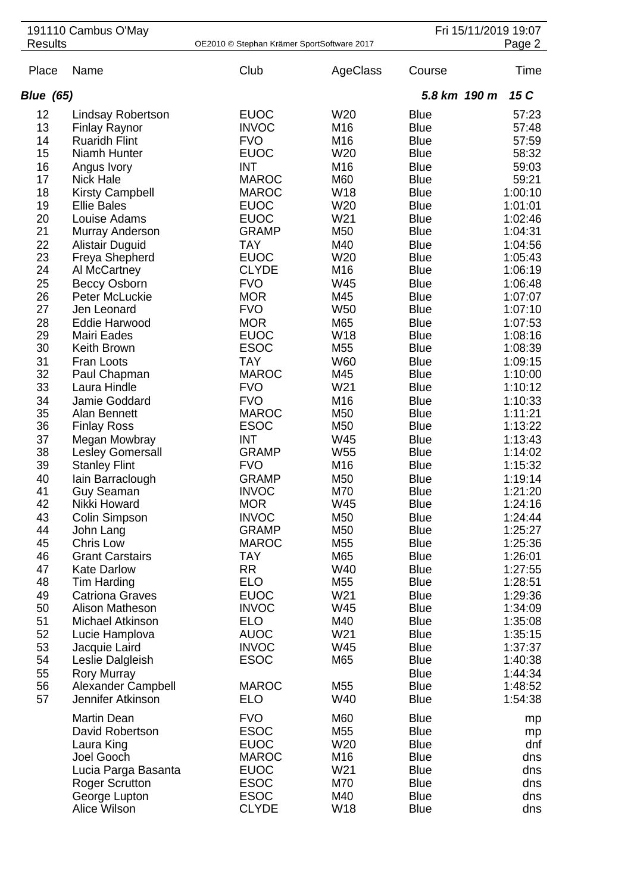191110 Cambus O'May

Results

| Place | Name | Club | AgeClass | Course | Time |
|---|---|---|---|---|---|
| ***Blue (65)*** | | | | ***5.8 km 190 m*** | ***15 C*** |
| 12 | Lindsay Robertson | EUOC | W20 | Blue | 57:23 |
| 13 | Finlay Raynor | INVOC | M16 | Blue | 57:48 |
| 14 | Ruaridh Flint | FVO | M16 | Blue | 57:59 |
| 15 | Niamh Hunter | EUOC | W20 | Blue | 58:32 |
| 16 | Angus Ivory | INT | M16 | Blue | 59:03 |
| 17 | Nick Hale | MAROC | M60 | Blue | 59:21 |
| 18 | Kirsty Campbell | MAROC | W18 | Blue | 1:00:10 |
| 19 | Ellie Bales | EUOC | W20 | Blue | 1:01:01 |
| 20 | Louise Adams | EUOC | W21 | Blue | 1:02:46 |
| 21 | Murray Anderson | GRAMP | M50 | Blue | 1:04:31 |
| 22 | Alistair Duguid | TAY | M40 | Blue | 1:04:56 |
| 23 | Freya Shepherd | EUOC | W20 | Blue | 1:05:43 |
| 24 | Al McCartney | CLYDE | M16 | Blue | 1:06:19 |
| 25 | Beccy Osborn | FVO | W45 | Blue | 1:06:48 |
| 26 | Peter McLuckie | MOR | M45 | Blue | 1:07:07 |
| 27 | Jen Leonard | FVO | W50 | Blue | 1:07:10 |
| 28 | Eddie Harwood | MOR | M65 | Blue | 1:07:53 |
| 29 | Mairi Eades | EUOC | W18 | Blue | 1:08:16 |
| 30 | Keith Brown | ESOC | M55 | Blue | 1:08:39 |
| 31 | Fran Loots | TAY | W60 | Blue | 1:09:15 |
| 32 | Paul Chapman | MAROC | M45 | Blue | 1:10:00 |
| 33 | Laura Hindle | FVO | W21 | Blue | 1:10:12 |
| 34 | Jamie Goddard | FVO | M16 | Blue | 1:10:33 |
| 35 | Alan Bennett | MAROC | M50 | Blue | 1:11:21 |
| 36 | Finlay Ross | ESOC | M50 | Blue | 1:13:22 |
| 37 | Megan Mowbray | INT | W45 | Blue | 1:13:43 |
| 38 | Lesley Gomersall | GRAMP | W55 | Blue | 1:14:02 |
| 39 | Stanley Flint | FVO | M16 | Blue | 1:15:32 |
| 40 | Iain Barraclough | GRAMP | M50 | Blue | 1:19:14 |
| 41 | Guy Seaman | INVOC | M70 | Blue | 1:21:20 |
| 42 | Nikki Howard | MOR | W45 | Blue | 1:24:16 |
| 43 | Colin Simpson | INVOC | M50 | Blue | 1:24:44 |
| 44 | John Lang | GRAMP | M50 | Blue | 1:25:27 |
| 45 | Chris Low | MAROC | M55 | Blue | 1:25:36 |
| 46 | Grant Carstairs | TAY | M65 | Blue | 1:26:01 |
| 47 | Kate Darlow | RR | W40 | Blue | 1:27:55 |
| 48 | Tim Harding | ELO | M55 | Blue | 1:28:51 |
| 49 | Catriona Graves | EUOC | W21 | Blue | 1:29:36 |
| 50 | Alison Matheson | INVOC | W45 | Blue | 1:34:09 |
| 51 | Michael Atkinson | ELO | M40 | Blue | 1:35:08 |
| 52 | Lucie Hamplova | AUOC | W21 | Blue | 1:35:15 |
| 53 | Jacquie Laird | INVOC | W45 | Blue | 1:37:37 |
| 54 | Leslie Dalgleish | ESOC | M65 | Blue | 1:40:38 |
| 55 | Rory Murray | | | Blue | 1:44:34 |
| 56 | Alexander Campbell | MAROC | M55 | Blue | 1:48:52 |
| 57 | Jennifer Atkinson | ELO | W40 | Blue | 1:54:38 |
| | Martin Dean | FVO | M60 | Blue | mp |
| | David Robertson | ESOC | M55 | Blue | mp |
| | Laura King | EUOC | W20 | Blue | dnf |
| | Joel Gooch | MAROC | M16 | Blue | dns |
| | Lucia Parga Basanta | EUOC | W21 | Blue | dns |
| | Roger Scrutton | ESOC | M70 | Blue | dns |
| | George Lupton | ESOC | M40 | Blue | dns |
| | Alice Wilson | CLYDE | W18 | Blue | dns |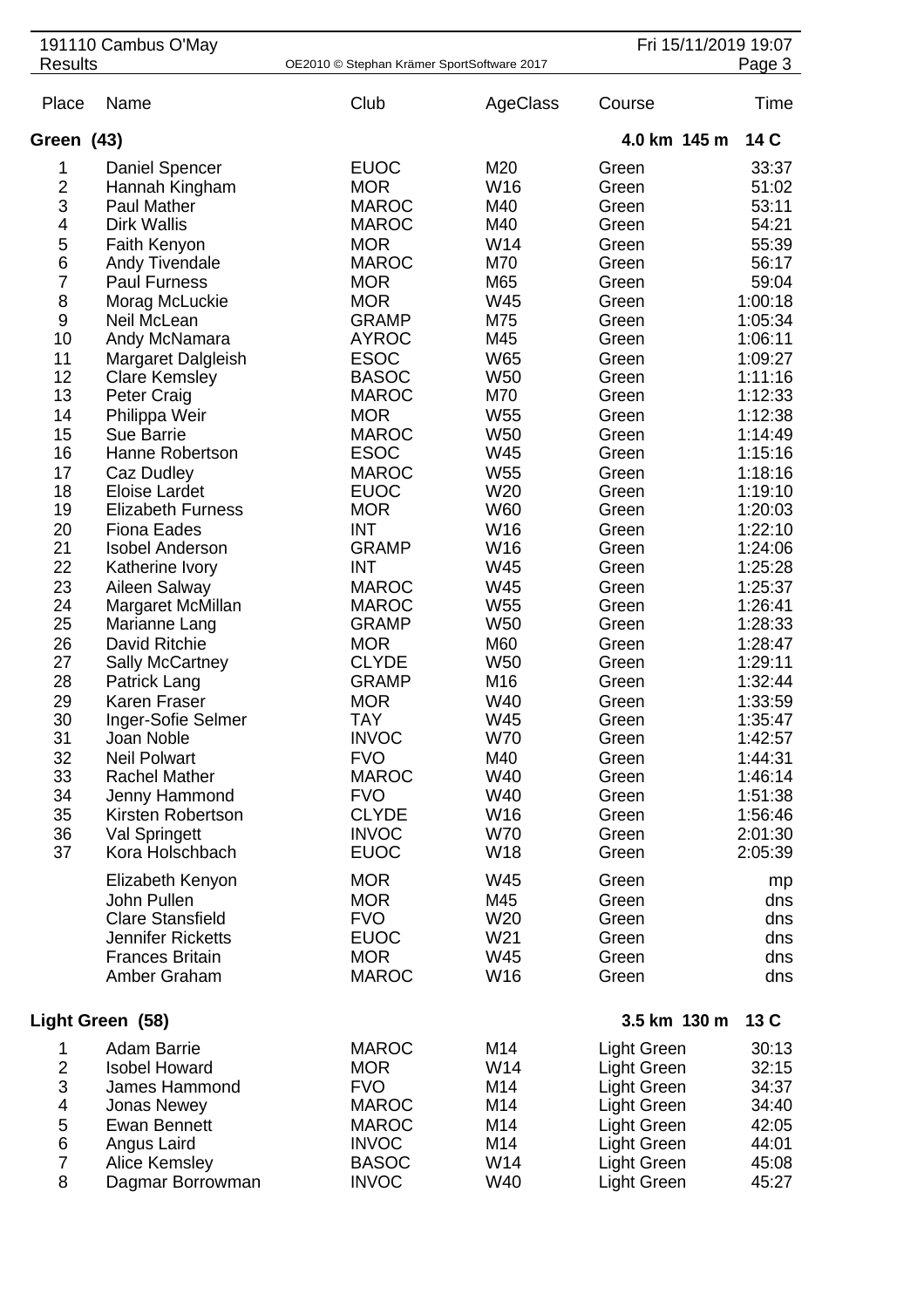| Place | Name | Club | AgeClass | Course | Time |
|---|---|---|---|---|---|
| **Green (43)** | | | | **4.0 km 145 m** | **14 C** |
| 1 | Daniel Spencer | EUOC | M20 | Green | 33:37 |
| 2 | Hannah Kingham | MOR | W16 | Green | 51:02 |
| 3 | Paul Mather | MAROC | M40 | Green | 53:11 |
| 4 | Dirk Wallis | MAROC | M40 | Green | 54:21 |
| 5 | Faith Kenyon | MOR | W14 | Green | 55:39 |
| 6 | Andy Tivendale | MAROC | M70 | Green | 56:17 |
| 7 | Paul Furness | MOR | M65 | Green | 59:04 |
| 8 | Morag McLuckie | MOR | W45 | Green | 1:00:18 |
| 9 | Neil McLean | GRAMP | M75 | Green | 1:05:34 |
| 10 | Andy McNamara | AYROC | M45 | Green | 1:06:11 |
| 11 | Margaret Dalgleish | ESOC | W65 | Green | 1:09:27 |
| 12 | Clare Kemsley | BASOC | W50 | Green | 1:11:16 |
| 13 | Peter Craig | MAROC | M70 | Green | 1:12:33 |
| 14 | Philippa Weir | MOR | W55 | Green | 1:12:38 |
| 15 | Sue Barrie | MAROC | W50 | Green | 1:14:49 |
| 16 | Hanne Robertson | ESOC | W45 | Green | 1:15:16 |
| 17 | Caz Dudley | MAROC | W55 | Green | 1:18:16 |
| 18 | Eloise Lardet | EUOC | W20 | Green | 1:19:10 |
| 19 | Elizabeth Furness | MOR | W60 | Green | 1:20:03 |
| 20 | Fiona Eades | INT | W16 | Green | 1:22:10 |
| 21 | Isobel Anderson | GRAMP | W16 | Green | 1:24:06 |
| 22 | Katherine Ivory | INT | W45 | Green | 1:25:28 |
| 23 | Aileen Salway | MAROC | W45 | Green | 1:25:37 |
| 24 | Margaret McMillan | MAROC | W55 | Green | 1:26:41 |
| 25 | Marianne Lang | GRAMP | W50 | Green | 1:28:33 |
| 26 | David Ritchie | MOR | M60 | Green | 1:28:47 |
| 27 | Sally McCartney | CLYDE | W50 | Green | 1:29:11 |
| 28 | Patrick Lang | GRAMP | M16 | Green | 1:32:44 |
| 29 | Karen Fraser | MOR | W40 | Green | 1:33:59 |
| 30 | Inger-Sofie Selmer | TAY | W45 | Green | 1:35:47 |
| 31 | Joan Noble | INVOC | W70 | Green | 1:42:57 |
| 32 | Neil Polwart | FVO | M40 | Green | 1:44:31 |
| 33 | Rachel Mather | MAROC | W40 | Green | 1:46:14 |
| 34 | Jenny Hammond | FVO | W40 | Green | 1:51:38 |
| 35 | Kirsten Robertson | CLYDE | W16 | Green | 1:56:46 |
| 36 | Val Springett | INVOC | W70 | Green | 2:01:30 |
| 37 | Kora Holschbach | EUOC | W18 | Green | 2:05:39 |
| | Elizabeth Kenyon | MOR | W45 | Green | mp |
| | John Pullen | MOR | M45 | Green | dns |
| | Clare Stansfield | FVO | W20 | Green | dns |
| | Jennifer Ricketts | EUOC | W21 | Green | dns |
| | Frances Britain | MOR | W45 | Green | dns |
| | Amber Graham | MAROC | W16 | Green | dns |
| **Light Green (58)** | | | | **3.5 km 130 m** | **13 C** |
| 1 | Adam Barrie | MAROC | M14 | Light Green | 30:13 |
| 2 | Isobel Howard | MOR | W14 | Light Green | 32:15 |
| 3 | James Hammond | FVO | M14 | Light Green | 34:37 |
| 4 | Jonas Newey | MAROC | M14 | Light Green | 34:40 |
| 5 | Ewan Bennett | MAROC | M14 | Light Green | 42:05 |
| 6 | Angus Laird | INVOC | M14 | Light Green | 44:01 |
| 7 | Alice Kemsley | BASOC | W14 | Light Green | 45:08 |
| 8 | Dagmar Borrowman | INVOC | W40 | Light Green | 45:27 |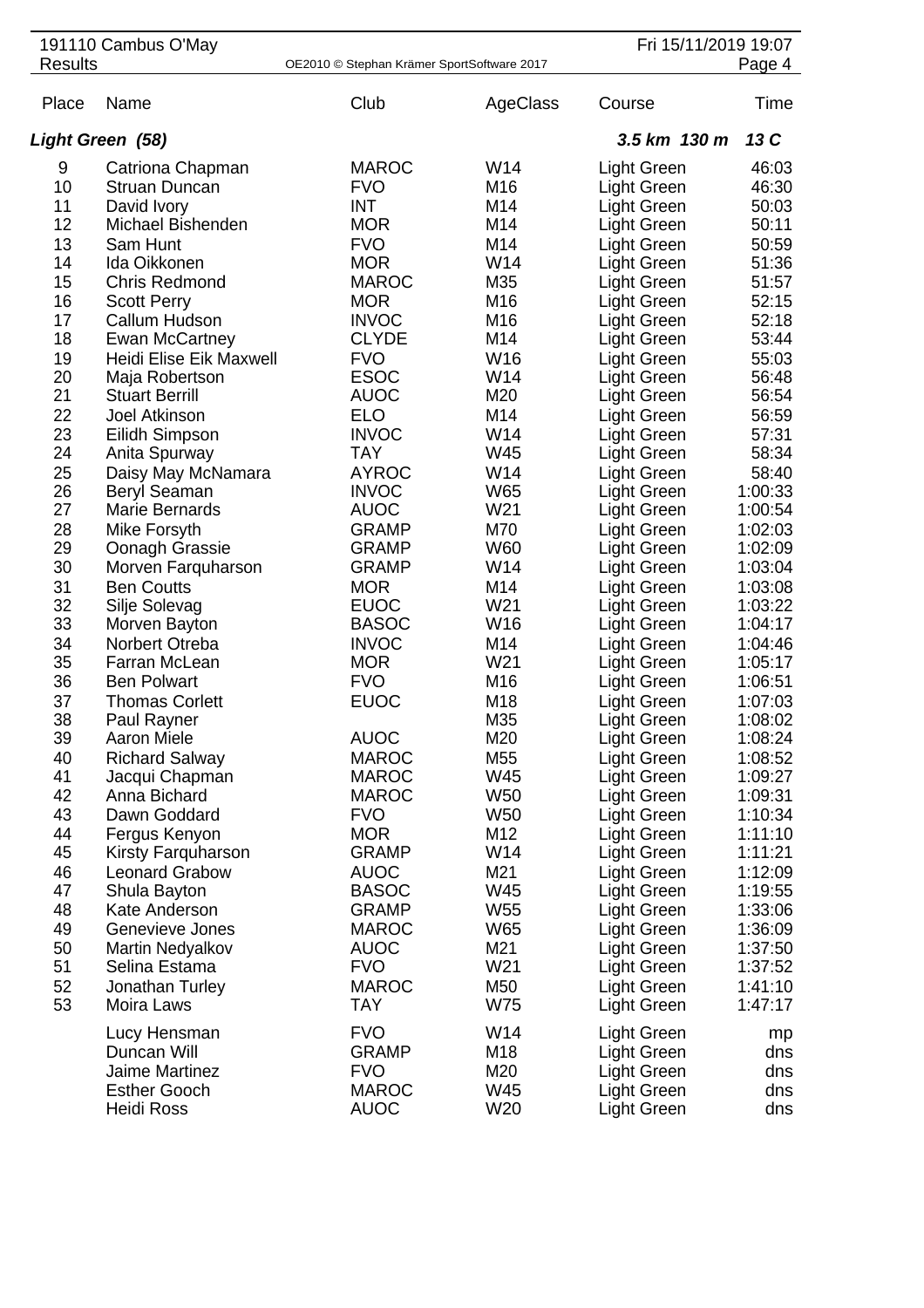191110 Cambus O'May

Results

OE2010 © Stephan Krämer SportSoftware 2017

Fri 15/11/2019 19:07

| Place | Name | Club | AgeClass | Course | Time |
|---|---|---|---|---|---|
| ***Light Green (58)*** | | | | ***3.5 km 130 m*** | ***13 C*** |
| 9 | Catriona Chapman | MAROC | W14 | Light Green | 46:03 |
| 10 | Struan Duncan | FVO | M16 | Light Green | 46:30 |
| 11 | David Ivory | INT | M14 | Light Green | 50:03 |
| 12 | Michael Bishenden | MOR | M14 | Light Green | 50:11 |
| 13 | Sam Hunt | FVO | M14 | Light Green | 50:59 |
| 14 | Ida Oikkonen | MOR | W14 | Light Green | 51:36 |
| 15 | Chris Redmond | MAROC | M35 | Light Green | 51:57 |
| 16 | Scott Perry | MOR | M16 | Light Green | 52:15 |
| 17 | Callum Hudson | INVOC | M16 | Light Green | 52:18 |
| 18 | Ewan McCartney | CLYDE | M14 | Light Green | 53:44 |
| 19 | Heidi Elise Eik Maxwell | FVO | W16 | Light Green | 55:03 |
| 20 | Maja Robertson | ESOC | W14 | Light Green | 56:48 |
| 21 | Stuart Berrill | AUOC | M20 | Light Green | 56:54 |
| 22 | Joel Atkinson | ELO | M14 | Light Green | 56:59 |
| 23 | Eilidh Simpson | INVOC | W14 | Light Green | 57:31 |
| 24 | Anita Spurway | TAY | W45 | Light Green | 58:34 |
| 25 | Daisy May McNamara | AYROC | W14 | Light Green | 58:40 |
| 26 | Beryl Seaman | INVOC | W65 | Light Green | 1:00:33 |
| 27 | Marie Bernards | AUOC | W21 | Light Green | 1:00:54 |
| 28 | Mike Forsyth | GRAMP | M70 | Light Green | 1:02:03 |
| 29 | Oonagh Grassie | GRAMP | W60 | Light Green | 1:02:09 |
| 30 | Morven Farquharson | GRAMP | W14 | Light Green | 1:03:04 |
| 31 | Ben Coutts | MOR | M14 | Light Green | 1:03:08 |
| 32 | Silje Solevag | EUOC | W21 | Light Green | 1:03:22 |
| 33 | Morven Bayton | BASOC | W16 | Light Green | 1:04:17 |
| 34 | Norbert Otreba | INVOC | M14 | Light Green | 1:04:46 |
| 35 | Farran McLean | MOR | W21 | Light Green | 1:05:17 |
| 36 | Ben Polwart | FVO | M16 | Light Green | 1:06:51 |
| 37 | Thomas Corlett | EUOC | M18 | Light Green | 1:07:03 |
| 38 | Paul Rayner | | M35 | Light Green | 1:08:02 |
| 39 | Aaron Miele | AUOC | M20 | Light Green | 1:08:24 |
| 40 | Richard Salway | MAROC | M55 | Light Green | 1:08:52 |
| 41 | Jacqui Chapman | MAROC | W45 | Light Green | 1:09:27 |
| 42 | Anna Bichard | MAROC | W50 | Light Green | 1:09:31 |
| 43 | Dawn Goddard | FVO | W50 | Light Green | 1:10:34 |
| 44 | Fergus Kenyon | MOR | M12 | Light Green | 1:11:10 |
| 45 | Kirsty Farquharson | GRAMP | W14 | Light Green | 1:11:21 |
| 46 | Leonard Grabow | AUOC | M21 | Light Green | 1:12:09 |
| 47 | Shula Bayton | BASOC | W45 | Light Green | 1:19:55 |
| 48 | Kate Anderson | GRAMP | W55 | Light Green | 1:33:06 |
| 49 | Genevieve Jones | MAROC | W65 | Light Green | 1:36:09 |
| 50 | Martin Nedyalkov | AUOC | M21 | Light Green | 1:37:50 |
| 51 | Selina Estama | FVO | W21 | Light Green | 1:37:52 |
| 52 | Jonathan Turley | MAROC | M50 | Light Green | 1:41:10 |
| 53 | Moira Laws | TAY | W75 | Light Green | 1:47:17 |
| | Lucy Hensman | FVO | W14 | Light Green | mp |
| | Duncan Will | GRAMP | M18 | Light Green | dns |
| | Jaime Martinez | FVO | M20 | Light Green | dns |
| | Esther Gooch | MAROC | W45 | Light Green | dns |
| | Heidi Ross | AUOC | W20 | Light Green | dns |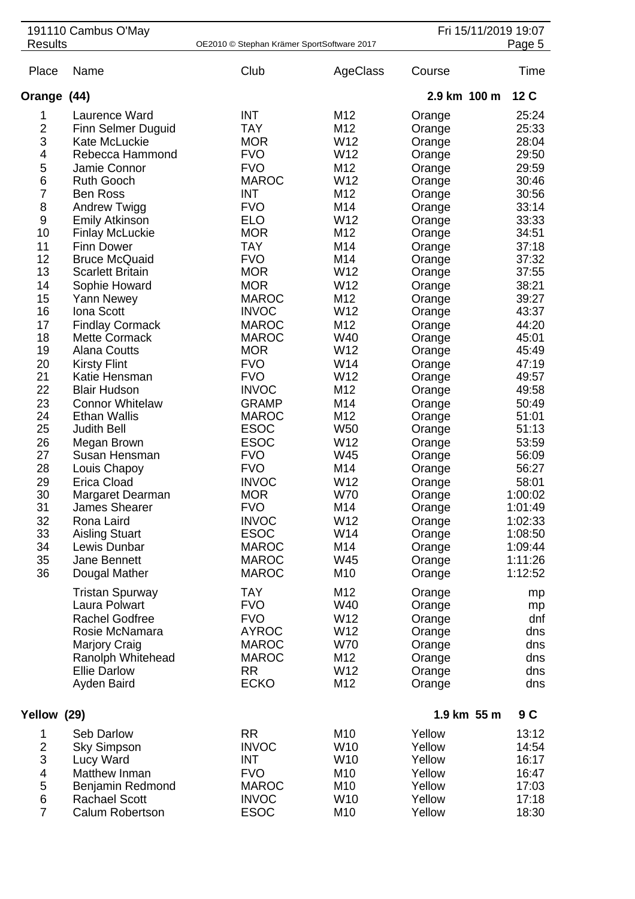191110 Cambus O'May — Results

Fri 15/11/2019 19:07

OE2010 © Stephan Krämer SportSoftware 2017

## Orange (44) — 2.9 km 100 m 12 C

| Place | Name | Club | AgeClass | Course | Time |
|---|---|---|---|---|---|
| 1 | Laurence Ward | INT | M12 | Orange | 25:24 |
| 2 | Finn Selmer Duguid | TAY | M12 | Orange | 25:33 |
| 3 | Kate McLuckie | MOR | W12 | Orange | 28:04 |
| 4 | Rebecca Hammond | FVO | W12 | Orange | 29:50 |
| 5 | Jamie Connor | FVO | M12 | Orange | 29:59 |
| 6 | Ruth Gooch | MAROC | W12 | Orange | 30:46 |
| 7 | Ben Ross | INT | M12 | Orange | 30:56 |
| 8 | Andrew Twigg | FVO | M14 | Orange | 33:14 |
| 9 | Emily Atkinson | ELO | W12 | Orange | 33:33 |
| 10 | Finlay McLuckie | MOR | M12 | Orange | 34:51 |
| 11 | Finn Dower | TAY | M14 | Orange | 37:18 |
| 12 | Bruce McQuaid | FVO | M14 | Orange | 37:32 |
| 13 | Scarlett Britain | MOR | W12 | Orange | 37:55 |
| 14 | Sophie Howard | MOR | W12 | Orange | 38:21 |
| 15 | Yann Newey | MAROC | M12 | Orange | 39:27 |
| 16 | Iona Scott | INVOC | W12 | Orange | 43:37 |
| 17 | Findlay Cormack | MAROC | M12 | Orange | 44:20 |
| 18 | Mette Cormack | MAROC | W40 | Orange | 45:01 |
| 19 | Alana Coutts | MOR | W12 | Orange | 45:49 |
| 20 | Kirsty Flint | FVO | W14 | Orange | 47:19 |
| 21 | Katie Hensman | FVO | W12 | Orange | 49:57 |
| 22 | Blair Hudson | INVOC | M12 | Orange | 49:58 |
| 23 | Connor Whitelaw | GRAMP | M14 | Orange | 50:49 |
| 24 | Ethan Wallis | MAROC | M12 | Orange | 51:01 |
| 25 | Judith Bell | ESOC | W50 | Orange | 51:13 |
| 26 | Megan Brown | ESOC | W12 | Orange | 53:59 |
| 27 | Susan Hensman | FVO | W45 | Orange | 56:09 |
| 28 | Louis Chapoy | FVO | M14 | Orange | 56:27 |
| 29 | Erica Cload | INVOC | W12 | Orange | 58:01 |
| 30 | Margaret Dearman | MOR | W70 | Orange | 1:00:02 |
| 31 | James Shearer | FVO | M14 | Orange | 1:01:49 |
| 32 | Rona Laird | INVOC | W12 | Orange | 1:02:33 |
| 33 | Aisling Stuart | ESOC | W14 | Orange | 1:08:50 |
| 34 | Lewis Dunbar | MAROC | M14 | Orange | 1:09:44 |
| 35 | Jane Bennett | MAROC | W45 | Orange | 1:11:26 |
| 36 | Dougal Mather | MAROC | M10 | Orange | 1:12:52 |
| | Tristan Spurway | TAY | M12 | Orange | mp |
| | Laura Polwart | FVO | W40 | Orange | mp |
| | Rachel Godfree | FVO | W12 | Orange | dnf |
| | Rosie McNamara | AYROC | W12 | Orange | dns |
| | Marjory Craig | MAROC | W70 | Orange | dns |
| | Ranolph Whitehead | MAROC | M12 | Orange | dns |
| | Ellie Darlow | RR | W12 | Orange | dns |
| | Ayden Baird | ECKO | M12 | Orange | dns |

## Yellow (29) — 1.9 km 55 m 9 C

| Place | Name | Club | AgeClass | Course | Time |
|---|---|---|---|---|---|
| 1 | Seb Darlow | RR | M10 | Yellow | 13:12 |
| 2 | Sky Simpson | INVOC | W10 | Yellow | 14:54 |
| 3 | Lucy Ward | INT | W10 | Yellow | 16:17 |
| 4 | Matthew Inman | FVO | M10 | Yellow | 16:47 |
| 5 | Benjamin Redmond | MAROC | M10 | Yellow | 17:03 |
| 6 | Rachael Scott | INVOC | W10 | Yellow | 17:18 |
| 7 | Calum Robertson | ESOC | M10 | Yellow | 18:30 |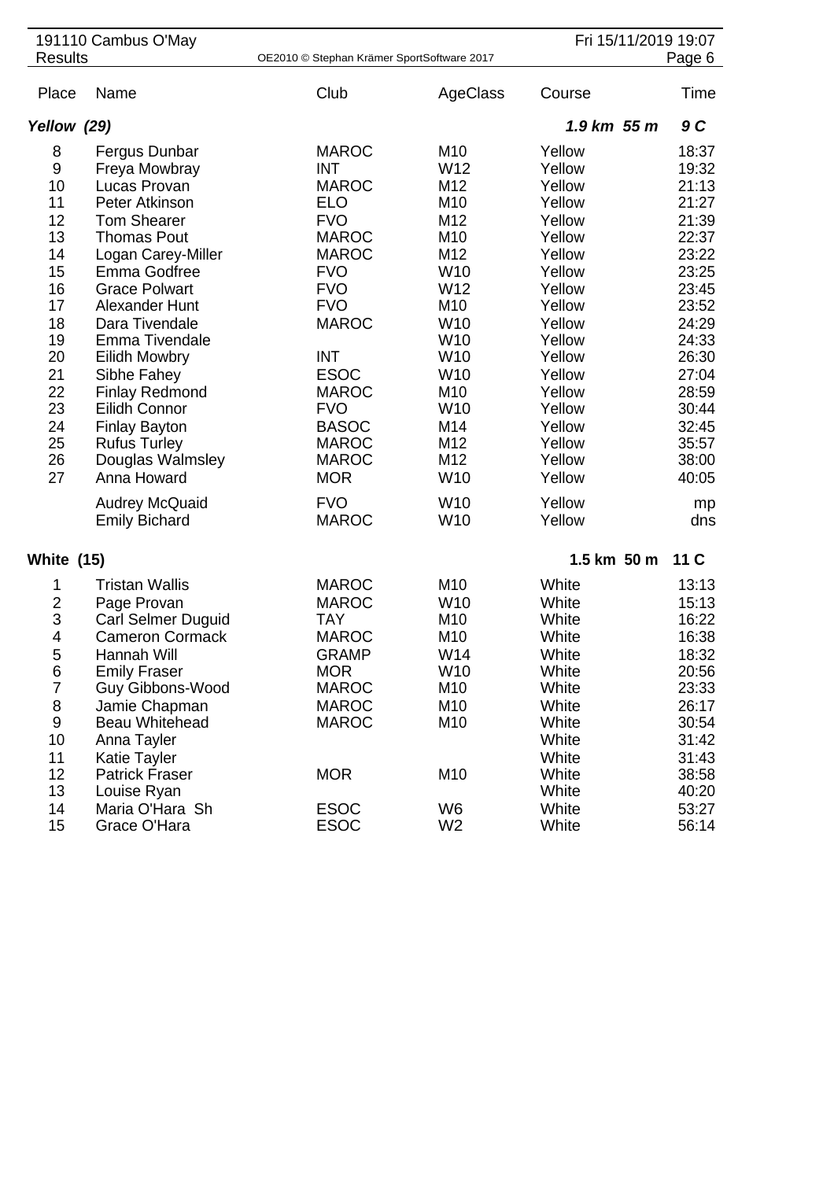| Place | Name | Club | AgeClass | Course | Time |
|---|---|---|---|---|---|
| ***Yellow (29)*** | | | | ***1.9 km 55 m*** | ***9 C*** |
| 8 | Fergus Dunbar | MAROC | M10 | Yellow | 18:37 |
| 9 | Freya Mowbray | INT | W12 | Yellow | 19:32 |
| 10 | Lucas Provan | MAROC | M12 | Yellow | 21:13 |
| 11 | Peter Atkinson | ELO | M10 | Yellow | 21:27 |
| 12 | Tom Shearer | FVO | M12 | Yellow | 21:39 |
| 13 | Thomas Pout | MAROC | M10 | Yellow | 22:37 |
| 14 | Logan Carey-Miller | MAROC | M12 | Yellow | 23:22 |
| 15 | Emma Godfree | FVO | W10 | Yellow | 23:25 |
| 16 | Grace Polwart | FVO | W12 | Yellow | 23:45 |
| 17 | Alexander Hunt | FVO | M10 | Yellow | 23:52 |
| 18 | Dara Tivendale | MAROC | W10 | Yellow | 24:29 |
| 19 | Emma Tivendale | | W10 | Yellow | 24:33 |
| 20 | Eilidh Mowbry | INT | W10 | Yellow | 26:30 |
| 21 | Sibhe Fahey | ESOC | W10 | Yellow | 27:04 |
| 22 | Finlay Redmond | MAROC | M10 | Yellow | 28:59 |
| 23 | Eilidh Connor | FVO | W10 | Yellow | 30:44 |
| 24 | Finlay Bayton | BASOC | M14 | Yellow | 32:45 |
| 25 | Rufus Turley | MAROC | M12 | Yellow | 35:57 |
| 26 | Douglas Walmsley | MAROC | M12 | Yellow | 38:00 |
| 27 | Anna Howard | MOR | W10 | Yellow | 40:05 |
| | Audrey McQuaid | FVO | W10 | Yellow | mp |
| | Emily Bichard | MAROC | W10 | Yellow | dns |
| **White (15)** | | | | **1.5 km 50 m** | **11 C** |
| 1 | Tristan Wallis | MAROC | M10 | White | 13:13 |
| 2 | Page Provan | MAROC | W10 | White | 15:13 |
| 3 | Carl Selmer Duguid | TAY | M10 | White | 16:22 |
| 4 | Cameron Cormack | MAROC | M10 | White | 16:38 |
| 5 | Hannah Will | GRAMP | W14 | White | 18:32 |
| 6 | Emily Fraser | MOR | W10 | White | 20:56 |
| 7 | Guy Gibbons-Wood | MAROC | M10 | White | 23:33 |
| 8 | Jamie Chapman | MAROC | M10 | White | 26:17 |
| 9 | Beau Whitehead | MAROC | M10 | White | 30:54 |
| 10 | Anna Tayler | | | White | 31:42 |
| 11 | Katie Tayler | | | White | 31:43 |
| 12 | Patrick Fraser | MOR | M10 | White | 38:58 |
| 13 | Louise Ryan | | | White | 40:20 |
| 14 | Maria O'Hara Sh | ESOC | W6 | White | 53:27 |
| 15 | Grace O'Hara | ESOC | W2 | White | 56:14 |